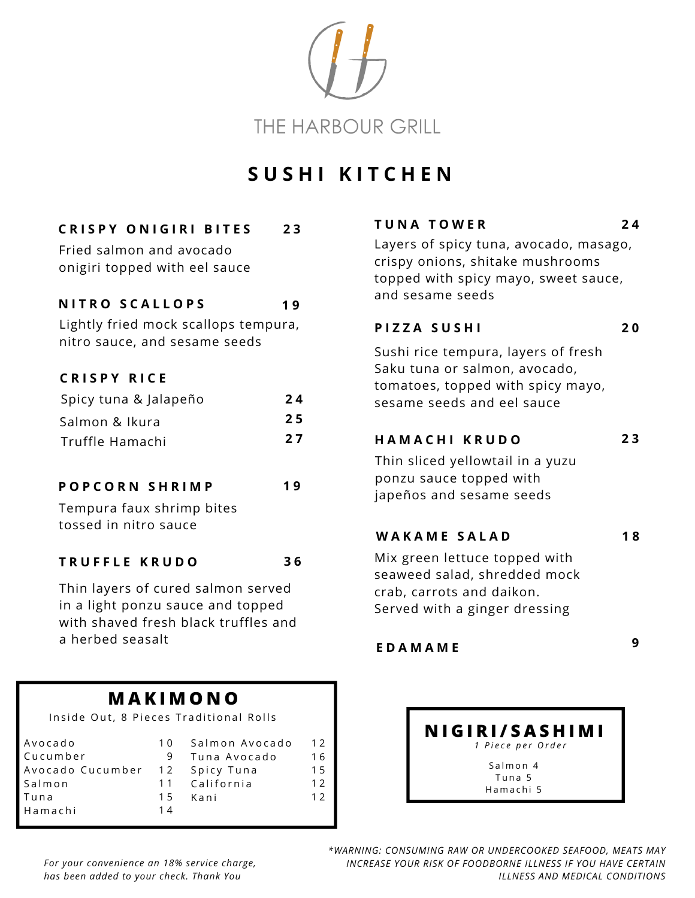# THE HARBOUR GRILL

## SUSHI KITCHEN

### CRISPY ONIGIRI BITES — 23

Fried salmon and avocado onigiri topped with eel sauce

### NITRO SCALLOPS — 19

Lightly fried mock scallops tempura, nitro sauce, and sesame seeds

### CRISPY RICE

- Spicy tuna & Jalapeño — 24
- Salmon & Ikura — 25
- Truffle Hamachi — 27

### POPCORN SHRIMP — 19

Tempura faux shrimp bites tossed in nitro sauce

### TRUFFLE KRUDO — 36

Thin layers of cured salmon served in a light ponzu sauce and topped with shaved fresh black truffles and a herbed seasalt

### TUNA TOWER — 24

Layers of spicy tuna, avocado, masago, crispy onions, shitake mushrooms topped with spicy mayo, sweet sauce, and sesame seeds

### PIZZA SUSHI — 20

Sushi rice tempura, layers of fresh Saku tuna or salmon, avocado, tomatoes, topped with spicy mayo, sesame seeds and eel sauce

### HAMACHI KRUDO — 23

Thin sliced yellowtail in a yuzu ponzu sauce topped with japeños and sesame seeds

### WAKAME SALAD — 18

Mix green lettuce topped with seaweed salad, shredded mock crab, carrots and daikon. Served with a ginger dressing

### EDAMAME — 9

## MAKIMONO

Inside Out, 8 Pieces Traditional Rolls

| Roll | Price | Roll | Price |
|---|---|---|---|
| Avocado | 10 | Salmon Avocado | 12 |
| Cucumber | 9 | Tuna Avocado | 16 |
| Avocado Cucumber | 12 | Spicy Tuna | 15 |
| Salmon | 11 | California | 12 |
| Tuna | 15 | Kani | 12 |
| Hamachi | 14 | | |

## NIGIRI/SASHIMI

*1 Piece per Order*

- Salmon 4
- Tuna 5
- Hamachi 5

*For your convenience an 18% service charge, has been added to your check. Thank You*

**WARNING: CONSUMING RAW OR UNDERCOOKED SEAFOOD, MEATS MAY INCREASE YOUR RISK OF FOODBORNE ILLNESS IF YOU HAVE CERTAIN ILLNESS AND MEDICAL CONDITIONS*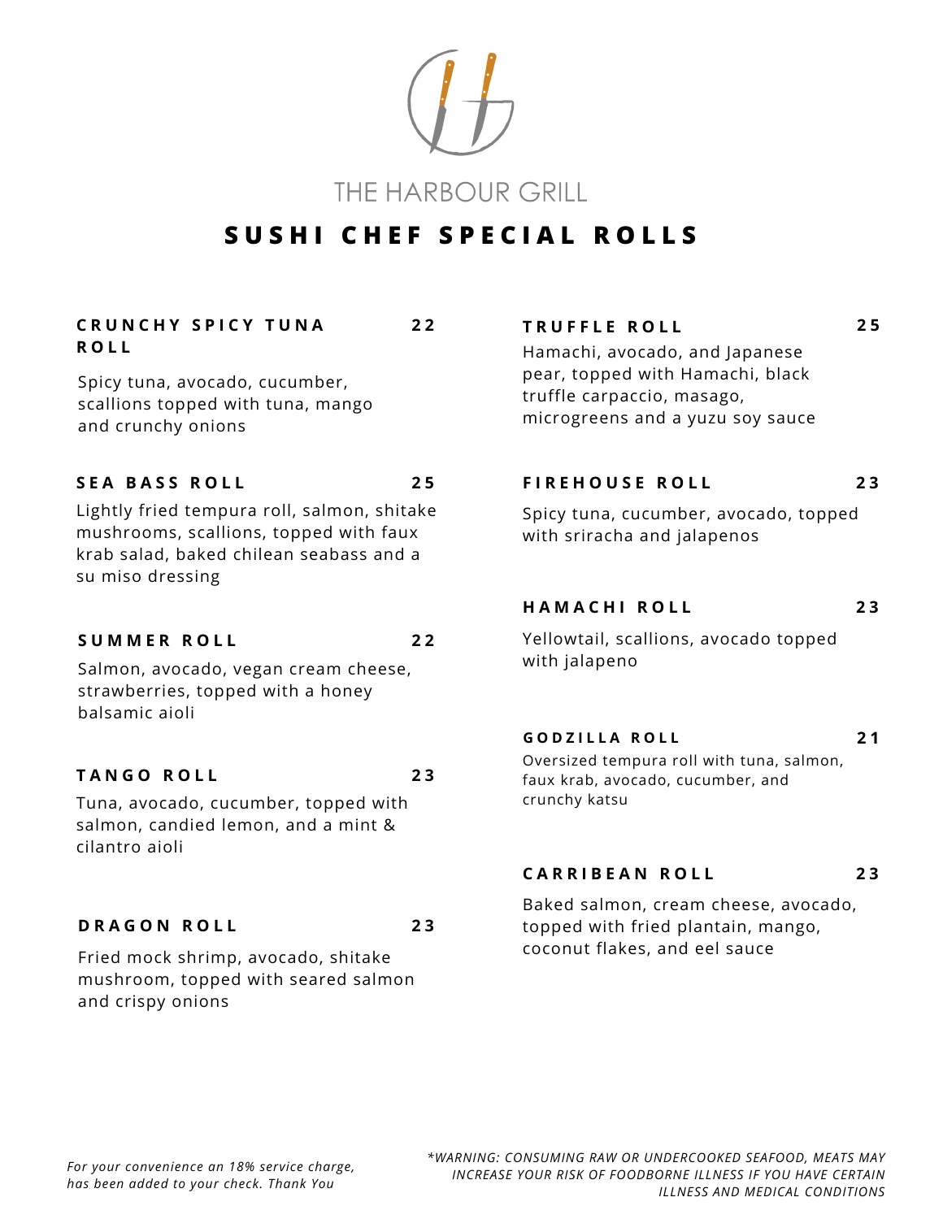# THE HARBOUR GRILL

## SUSHI CHEF SPECIAL ROLLS

**CRUNCHY SPICY TUNA ROLL** — 22

Spicy tuna, avocado, cucumber, scallions topped with tuna, mango and crunchy onions

**SEA BASS ROLL** — 25

Lightly fried tempura roll, salmon, shitake mushrooms, scallions, topped with faux krab salad, baked chilean seabass and a su miso dressing

**SUMMER ROLL** — 22

Salmon, avocado, vegan cream cheese, strawberries, topped with a honey balsamic aioli

**TANGO ROLL** — 23

Tuna, avocado, cucumber, topped with salmon, candied lemon, and a mint & cilantro aioli

**DRAGON ROLL** — 23

Fried mock shrimp, avocado, shitake mushroom, topped with seared salmon and crispy onions

**TRUFFLE ROLL** — 25

Hamachi, avocado, and Japanese pear, topped with Hamachi, black truffle carpaccio, masago, microgreens and a yuzu soy sauce

**FIREHOUSE ROLL** — 23

Spicy tuna, cucumber, avocado, topped with sriracha and jalapenos

**HAMACHI ROLL** — 23

Yellowtail, scallions, avocado topped with jalapeno

**GODZILLA ROLL** — 21

Oversized tempura roll with tuna, salmon, faux krab, avocado, cucumber, and crunchy katsu

**CARRIBEAN ROLL** — 23

Baked salmon, cream cheese, avocado, topped with fried plantain, mango, coconut flakes, and eel sauce

*For your convenience an 18% service charge, has been added to your check. Thank You*

*\*WARNING: CONSUMING RAW OR UNDERCOOKED SEAFOOD, MEATS MAY INCREASE YOUR RISK OF FOODBORNE ILLNESS IF YOU HAVE CERTAIN ILLNESS AND MEDICAL CONDITIONS*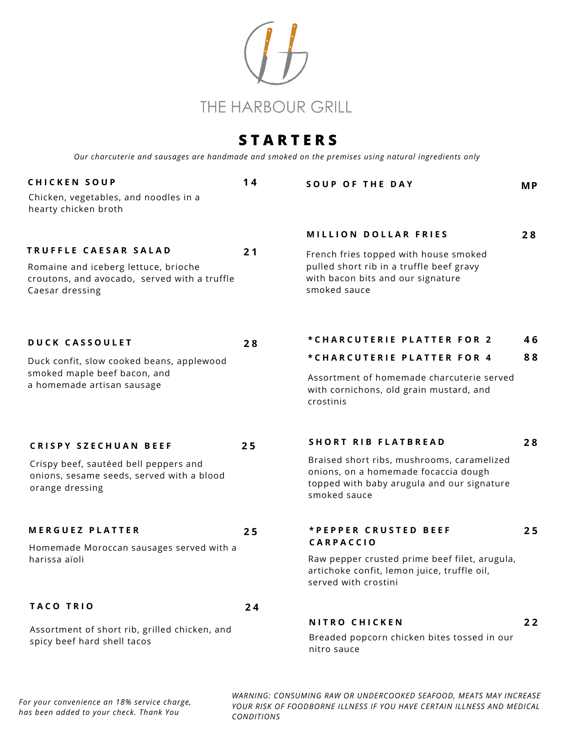# THE HARBOUR GRILL

## STARTERS

*Our charcuterie and sausages are handmade and smoked on the premises using natural ingredients only*

**CHICKEN SOUP** — **14**

Chicken, vegetables, and noodles in a hearty chicken broth

**TRUFFLE CAESAR SALAD** — **21**

Romaine and iceberg lettuce, brioche croutons, and avocado, served with a truffle Caesar dressing

**DUCK CASSOULET** — **28**

Duck confit, slow cooked beans, applewood smoked maple beef bacon, and a homemade artisan sausage

**CRISPY SZECHUAN BEEF** — **25**

Crispy beef, sautéed bell peppers and onions, sesame seeds, served with a blood orange dressing

**MERGUEZ PLATTER** — **25**

Homemade Moroccan sausages served with a harissa aïoli

**TACO TRIO** — **24**

Assortment of short rib, grilled chicken, and spicy beef hard shell tacos

**SOUP OF THE DAY** — **MP**

**MILLION DOLLAR FRIES** — **28**

French fries topped with house smoked pulled short rib in a truffle beef gravy with bacon bits and our signature smoked sauce

***CHARCUTERIE PLATTER FOR 2** — **46**

***CHARCUTERIE PLATTER FOR 4** — **88**

Assortment of homemade charcuterie served with cornichons, old grain mustard, and crostinis

**SHORT RIB FLATBREAD** — **28**

Braised short ribs, mushrooms, caramelized onions, on a homemade focaccia dough topped with baby arugula and our signature smoked sauce

***PEPPER CRUSTED BEEF CARPACCIO** — **25**

Raw pepper crusted prime beef filet, arugula, artichoke confit, lemon juice, truffle oil, served with crostini

**NITRO CHICKEN** — **22**

Breaded popcorn chicken bites tossed in our nitro sauce

*For your convenience an 18% service charge, has been added to your check. Thank You*

*WARNING: CONSUMING RAW OR UNDERCOOKED SEAFOOD, MEATS MAY INCREASE YOUR RISK OF FOODBORNE ILLNESS IF YOU HAVE CERTAIN ILLNESS AND MEDICAL CONDITIONS*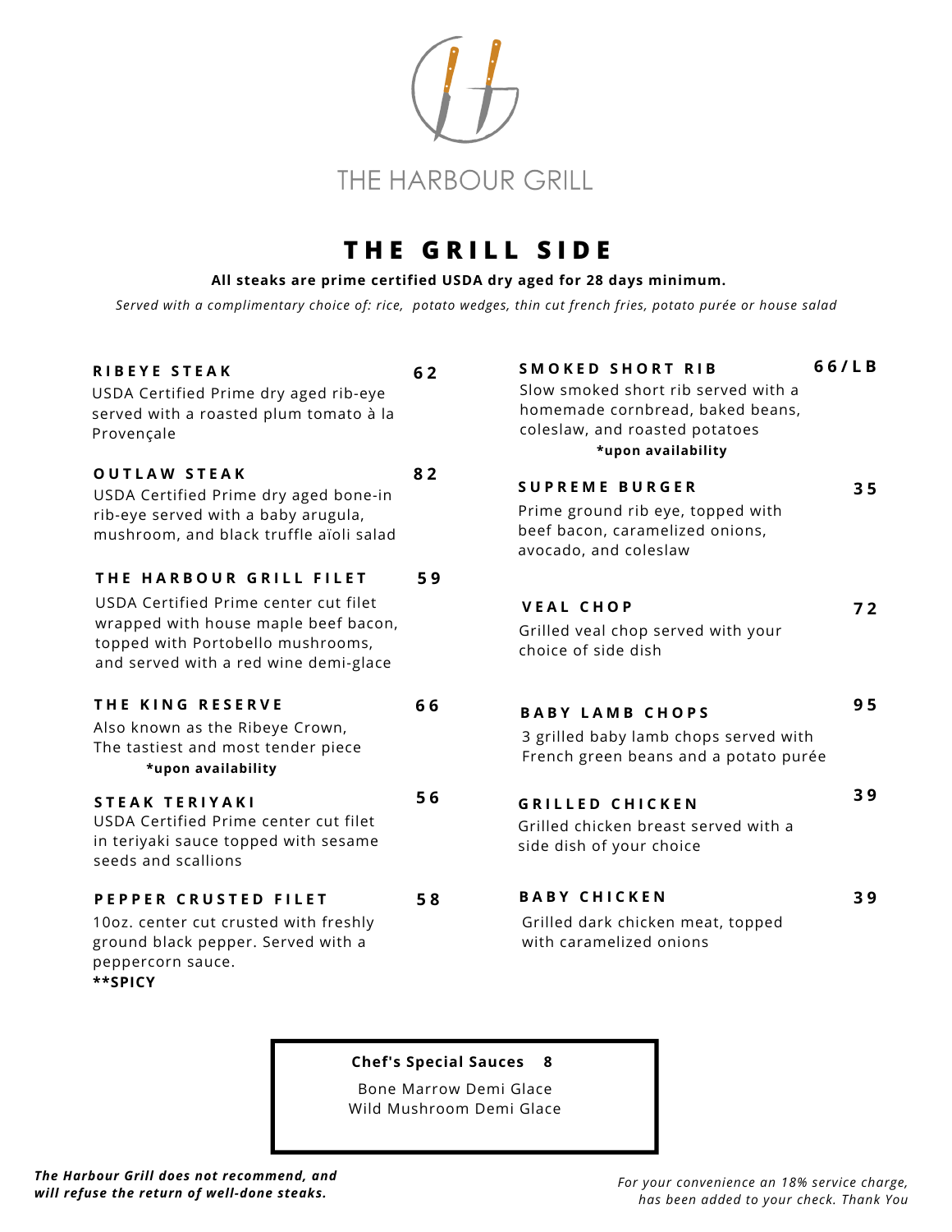THE HARBOUR GRILL

# THE GRILL SIDE

**All steaks are prime certified USDA dry aged for 28 days minimum.**

*Served with a complimentary choice of: rice, potato wedges, thin cut french fries, potato purée or house salad*

**RIBEYE STEAK** — 62
USDA Certified Prime dry aged rib-eye served with a roasted plum tomato à la Provençale

**OUTLAW STEAK** — 82
USDA Certified Prime dry aged bone-in rib-eye served with a baby arugula, mushroom, and black truffle aïoli salad

**THE HARBOUR GRILL FILET** — 59
USDA Certified Prime center cut filet wrapped with house maple beef bacon, topped with Portobello mushrooms, and served with a red wine demi-glace

**THE KING RESERVE** — 66
Also known as the Ribeye Crown, The tastiest and most tender piece
**\*upon availability**

**STEAK TERIYAKI** — 56
USDA Certified Prime center cut filet in teriyaki sauce topped with sesame seeds and scallions

**PEPPER CRUSTED FILET** — 58
10oz. center cut crusted with freshly ground black pepper. Served with a peppercorn sauce.
**\*\*SPICY**

**SMOKED SHORT RIB** — 66/LB
Slow smoked short rib served with a homemade cornbread, baked beans, coleslaw, and roasted potatoes
**\*upon availability**

**SUPREME BURGER** — 35
Prime ground rib eye, topped with beef bacon, caramelized onions, avocado, and coleslaw

**VEAL CHOP** — 72
Grilled veal chop served with your choice of side dish

**BABY LAMB CHOPS** — 95
3 grilled baby lamb chops served with French green beans and a potato purée

**GRILLED CHICKEN** — 39
Grilled chicken breast served with a side dish of your choice

**BABY CHICKEN** — 39
Grilled dark chicken meat, topped with caramelized onions

**Chef's Special Sauces 8**
Bone Marrow Demi Glace
Wild Mushroom Demi Glace

***The Harbour Grill does not recommend, and will refuse the return of well-done steaks.***

*For your convenience an 18% service charge, has been added to your check. Thank You*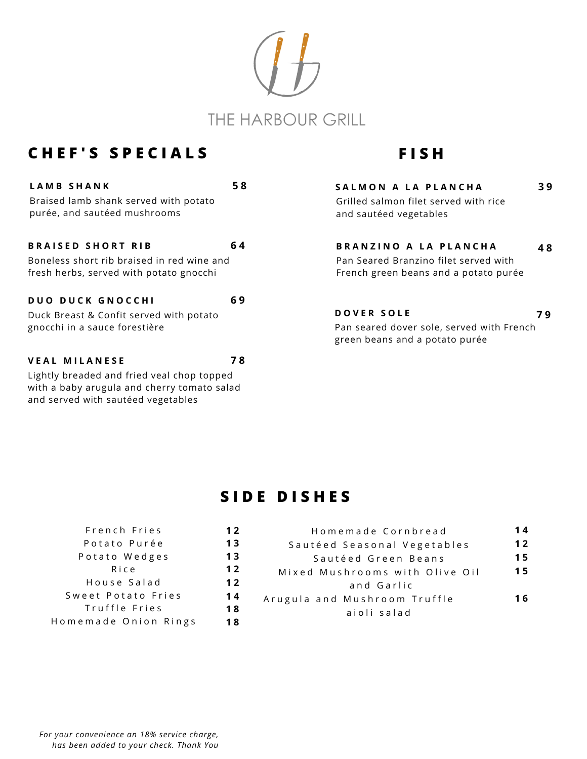# THE HARBOUR GRILL

## CHEF'S SPECIALS

**LAMB SHANK** — **58**

Braised lamb shank served with potato purée, and sautéed mushrooms

**BRAISED SHORT RIB** — **64**

Boneless short rib braised in red wine and fresh herbs, served with potato gnocchi

**DUO DUCK GNOCCHI** — **69**

Duck Breast & Confit served with potato gnocchi in a sauce forestière

**VEAL MILANESE** — **78**

Lightly breaded and fried veal chop topped with a baby arugula and cherry tomato salad and served with sautéed vegetables

## FISH

**SALMON A LA PLANCHA** — **39**

Grilled salmon filet served with rice and sautéed vegetables

**BRANZINO A LA PLANCHA** — **48**

Pan Seared Branzino filet served with French green beans and a potato purée

**DOVER SOLE** — **79**

Pan seared dover sole, served with French green beans and a potato purée

## SIDE DISHES

| Side | Price |
|---|---|
| French Fries | **12** |
| Potato Purée | **13** |
| Potato Wedges | **13** |
| Rice | **12** |
| House Salad | **12** |
| Sweet Potato Fries | **14** |
| Truffle Fries | **18** |
| Homemade Onion Rings | **18** |
| Homemade Cornbread | **14** |
| Sautéed Seasonal Vegetables | **12** |
| Sautéed Green Beans | **15** |
| Mixed Mushrooms with Olive Oil and Garlic | **15** |
| Arugula and Mushroom Truffle aioli salad | **16** |

*For your convenience an 18% service charge, has been added to your check. Thank You*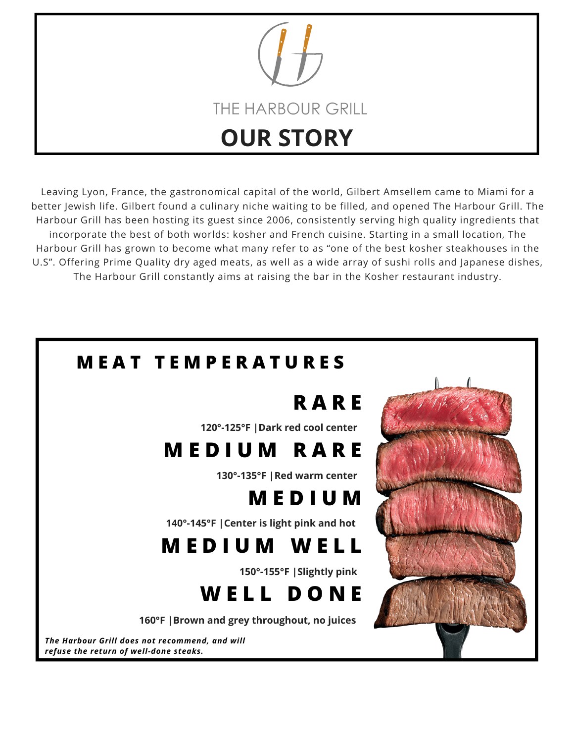THE HARBOUR GRILL

# OUR STORY

Leaving Lyon, France, the gastronomical capital of the world, Gilbert Amsellem came to Miami for a better Jewish life. Gilbert found a culinary niche waiting to be filled, and opened The Harbour Grill. The Harbour Grill has been hosting its guest since 2006, consistently serving high quality ingredients that incorporate the best of both worlds: kosher and French cuisine. Starting in a small location, The Harbour Grill has grown to become what many refer to as “one of the best kosher steakhouses in the U.S”. Offering Prime Quality dry aged meats, as well as a wide array of sushi rolls and Japanese dishes, The Harbour Grill constantly aims at raising the bar in the Kosher restaurant industry.

## MEAT TEMPERATURES

### RARE

**120°-125°F |Dark red cool center**

### MEDIUM RARE

**130°-135°F |Red warm center**

### MEDIUM

**140°-145°F |Center is light pink and hot**

### MEDIUM WELL

**150°-155°F |Slightly pink**

### WELL DONE

**160°F |Brown and grey throughout, no juices**

***The Harbour Grill does not recommend, and will refuse the return of well-done steaks.***